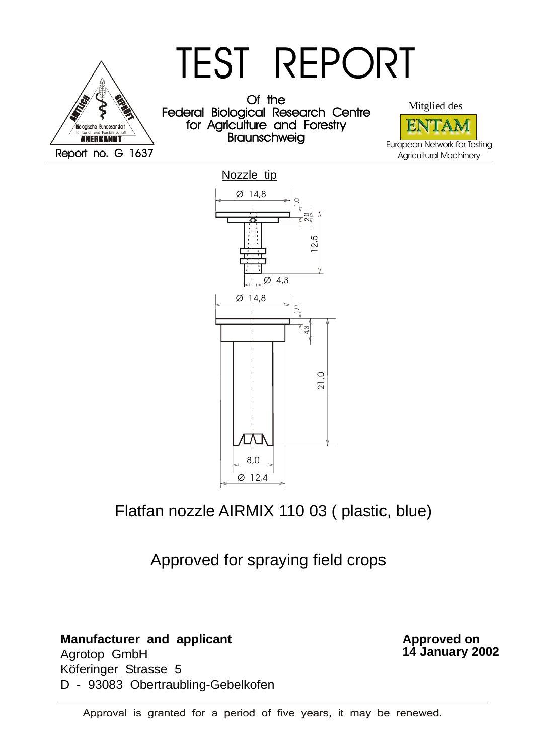# TEST REPORT

Of the
Federal Biological Research Centre
for Agriculture and Forestry
Braunschweig

AMTLICH GEPRÜFT
Biologische Bundesanstalt für Land- und Forstwirtschaft
ANERKANNT

Report no. G 1637

Mitglied des
ENTAM
European Network for Testing Agricultural Machinery

Nozzle tip

Ø 14,8
1,0
2,0
12,5
Ø 4,3

Ø 14,8
1,0
4,3
21,0
8,0
Ø 12,4

Flatfan nozzle AIRMIX 110 03 ( plastic, blue)

Approved for spraying field crops

**Manufacturer and applicant**
Agrotop GmbH
Köferinger Strasse 5
D - 93083 Obertraubling-Gebelkofen

**Approved on**
**14 January 2002**

Approval is granted for a period of five years, it may be renewed.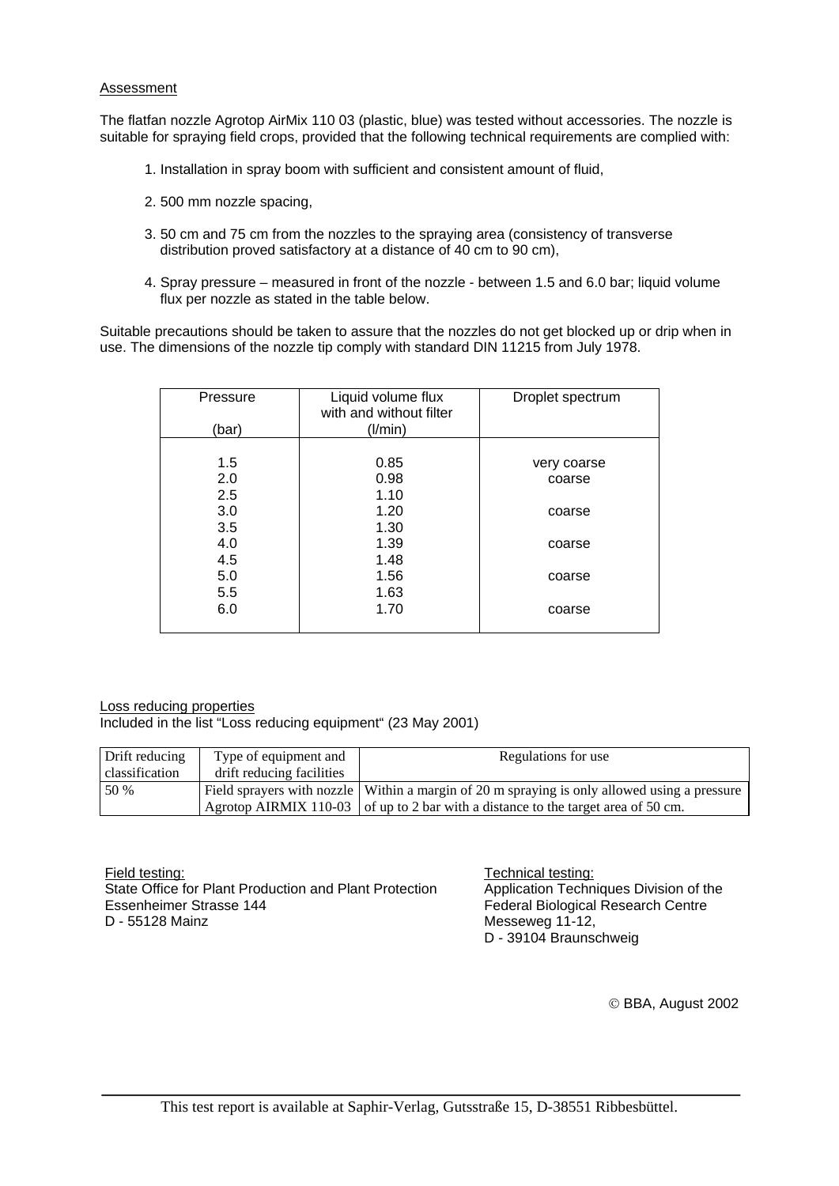Assessment

The flatfan nozzle Agrotop AirMix 110 03 (plastic, blue) was tested without accessories. The nozzle is suitable for spraying field crops, provided that the following technical requirements are complied with:

1. Installation in spray boom with sufficient and consistent amount of fluid,
2. 500 mm nozzle spacing,
3. 50 cm and 75 cm from the nozzles to the spraying area (consistency of transverse distribution proved satisfactory at a distance of 40 cm to 90 cm),
4. Spray pressure – measured in front of the nozzle - between 1.5 and 6.0 bar; liquid volume flux per nozzle as stated in the table below.

Suitable precautions should be taken to assure that the nozzles do not get blocked up or drip when in use. The dimensions of the nozzle tip comply with standard DIN 11215 from July 1978.

| Pressure (bar) | Liquid volume flux with and without filter (l/min) | Droplet spectrum |
|---|---|---|
| 1.5 | 0.85 | very coarse |
| 2.0 | 0.98 | coarse |
| 2.5 | 1.10 | |
| 3.0 | 1.20 | coarse |
| 3.5 | 1.30 | |
| 4.0 | 1.39 | coarse |
| 4.5 | 1.48 | |
| 5.0 | 1.56 | coarse |
| 5.5 | 1.63 | |
| 6.0 | 1.70 | coarse |

Loss reducing properties
Included in the list "Loss reducing equipment" (23 May 2001)

| Drift reducing classification | Type of equipment and drift reducing facilities | Regulations for use |
|---|---|---|
| 50 % | Field sprayers with nozzle Agrotop AIRMIX 110-03 | Within a margin of 20 m spraying is only allowed using a pressure of up to 2 bar with a distance to the target area of 50 cm. |

Field testing:
State Office for Plant Production and Plant Protection
Essenheimer Strasse 144
D - 55128 Mainz

Technical testing:
Application Techniques Division of the Federal Biological Research Centre
Messeweg 11-12,
D - 39104 Braunschweig

© BBA, August 2002

This test report is available at Saphir-Verlag, Gutsstraße 15, D-38551 Ribbesbüttel.